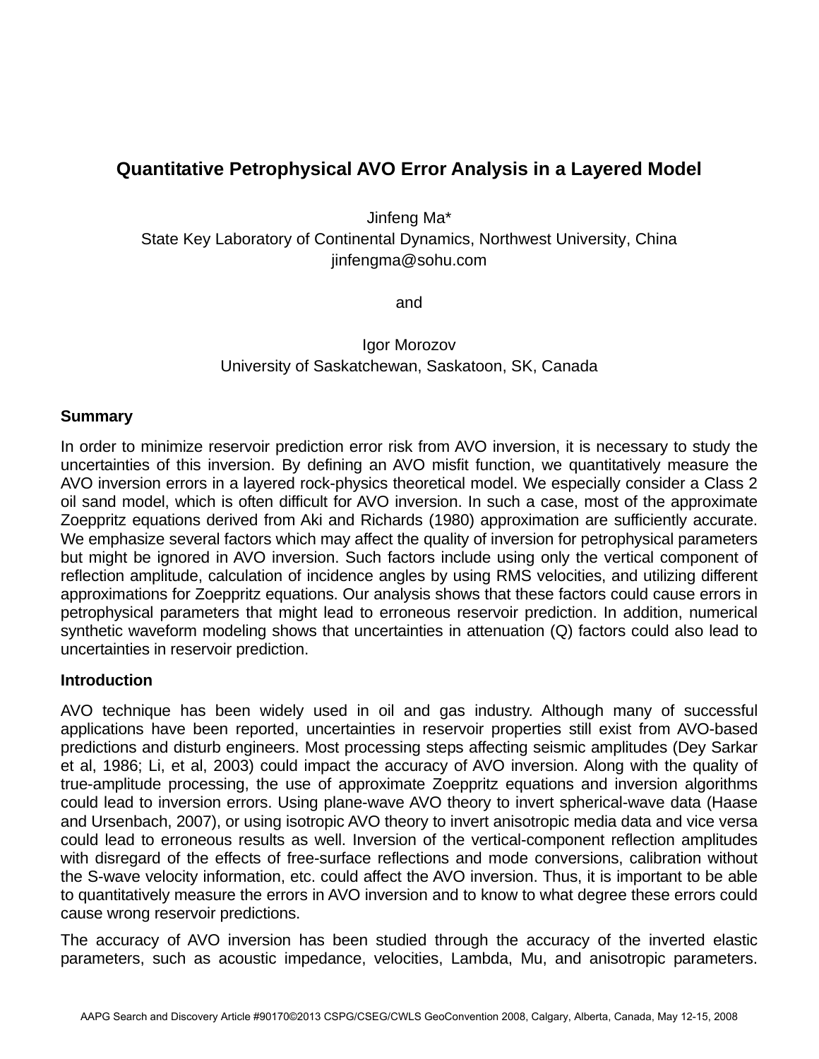# Quantitative Petrophysical AVO Error Analysis in a Layered Model

Jinfeng Ma*
State Key Laboratory of Continental Dynamics, Northwest University, China
jinfengma@sohu.com

and

Igor Morozov
University of Saskatchewan, Saskatoon, SK, Canada

## Summary

In order to minimize reservoir prediction error risk from AVO inversion, it is necessary to study the uncertainties of this inversion. By defining an AVO misfit function, we quantitatively measure the AVO inversion errors in a layered rock-physics theoretical model. We especially consider a Class 2 oil sand model, which is often difficult for AVO inversion. In such a case, most of the approximate Zoeppritz equations derived from Aki and Richards (1980) approximation are sufficiently accurate. We emphasize several factors which may affect the quality of inversion for petrophysical parameters but might be ignored in AVO inversion. Such factors include using only the vertical component of reflection amplitude, calculation of incidence angles by using RMS velocities, and utilizing different approximations for Zoeppritz equations. Our analysis shows that these factors could cause errors in petrophysical parameters that might lead to erroneous reservoir prediction. In addition, numerical synthetic waveform modeling shows that uncertainties in attenuation (Q) factors could also lead to uncertainties in reservoir prediction.

## Introduction

AVO technique has been widely used in oil and gas industry. Although many of successful applications have been reported, uncertainties in reservoir properties still exist from AVO-based predictions and disturb engineers. Most processing steps affecting seismic amplitudes (Dey Sarkar et al, 1986; Li, et al, 2003) could impact the accuracy of AVO inversion. Along with the quality of true-amplitude processing, the use of approximate Zoeppritz equations and inversion algorithms could lead to inversion errors. Using plane-wave AVO theory to invert spherical-wave data (Haase and Ursenbach, 2007), or using isotropic AVO theory to invert anisotropic media data and vice versa could lead to erroneous results as well. Inversion of the vertical-component reflection amplitudes with disregard of the effects of free-surface reflections and mode conversions, calibration without the S-wave velocity information, etc. could affect the AVO inversion. Thus, it is important to be able to quantitatively measure the errors in AVO inversion and to know to what degree these errors could cause wrong reservoir predictions.

The accuracy of AVO inversion has been studied through the accuracy of the inverted elastic parameters, such as acoustic impedance, velocities, Lambda, Mu, and anisotropic parameters.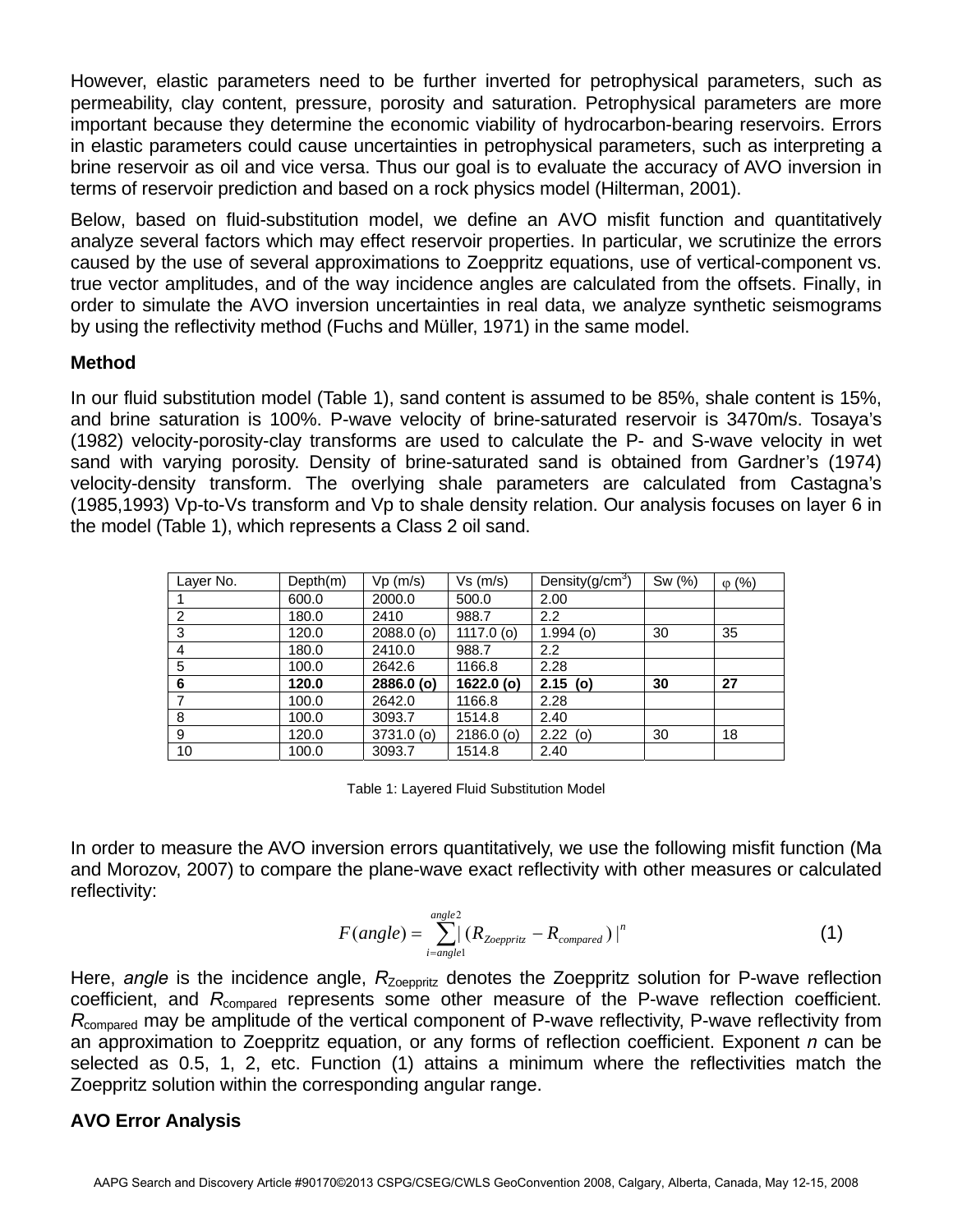However, elastic parameters need to be further inverted for petrophysical parameters, such as permeability, clay content, pressure, porosity and saturation. Petrophysical parameters are more important because they determine the economic viability of hydrocarbon-bearing reservoirs. Errors in elastic parameters could cause uncertainties in petrophysical parameters, such as interpreting a brine reservoir as oil and vice versa. Thus our goal is to evaluate the accuracy of AVO inversion in terms of reservoir prediction and based on a rock physics model (Hilterman, 2001).

Below, based on fluid-substitution model, we define an AVO misfit function and quantitatively analyze several factors which may effect reservoir properties. In particular, we scrutinize the errors caused by the use of several approximations to Zoeppritz equations, use of vertical-component vs. true vector amplitudes, and of the way incidence angles are calculated from the offsets. Finally, in order to simulate the AVO inversion uncertainties in real data, we analyze synthetic seismograms by using the reflectivity method (Fuchs and Müller, 1971) in the same model.

**Method**

In our fluid substitution model (Table 1), sand content is assumed to be 85%, shale content is 15%, and brine saturation is 100%. P-wave velocity of brine-saturated reservoir is 3470m/s. Tosaya's (1982) velocity-porosity-clay transforms are used to calculate the P- and S-wave velocity in wet sand with varying porosity. Density of brine-saturated sand is obtained from Gardner's (1974) velocity-density transform. The overlying shale parameters are calculated from Castagna's (1985,1993) Vp-to-Vs transform and Vp to shale density relation. Our analysis focuses on layer 6 in the model (Table 1), which represents a Class 2 oil sand.

| Layer No. | Depth(m) | Vp (m/s) | Vs (m/s) | Density(g/cm$^3$) | Sw (%) | φ (%) |
|---|---|---|---|---|---|---|
| 1 | 600.0 | 2000.0 | 500.0 | 2.00 | | |
| 2 | 180.0 | 2410 | 988.7 | 2.2 | | |
| 3 | 120.0 | 2088.0 (o) | 1117.0 (o) | 1.994 (o) | 30 | 35 |
| 4 | 180.0 | 2410.0 | 988.7 | 2.2 | | |
| 5 | 100.0 | 2642.6 | 1166.8 | 2.28 | | |
| **6** | **120.0** | **2886.0 (o)** | **1622.0 (o)** | **2.15 (o)** | **30** | **27** |
| 7 | 100.0 | 2642.0 | 1166.8 | 2.28 | | |
| 8 | 100.0 | 3093.7 | 1514.8 | 2.40 | | |
| 9 | 120.0 | 3731.0 (o) | 2186.0 (o) | 2.22 (o) | 30 | 18 |
| 10 | 100.0 | 3093.7 | 1514.8 | 2.40 | | |

Table 1: Layered Fluid Substitution Model

In order to measure the AVO inversion errors quantitatively, we use the following misfit function (Ma and Morozov, 2007) to compare the plane-wave exact reflectivity with other measures or calculated reflectivity:

$$F(angle) = \sum_{i=angle1}^{angle2} |(R_{Zoeppritz} - R_{compared})|^{n} \qquad (1)$$

Here, *angle* is the incidence angle, $R_{Zoeppritz}$ denotes the Zoeppritz solution for P-wave reflection coefficient, and $R_{compared}$ represents some other measure of the P-wave reflection coefficient. $R_{compared}$ may be amplitude of the vertical component of P-wave reflectivity, P-wave reflectivity from an approximation to Zoeppritz equation, or any forms of reflection coefficient. Exponent *n* can be selected as 0.5, 1, 2, etc. Function (1) attains a minimum where the reflectivities match the Zoeppritz solution within the corresponding angular range.

**AVO Error Analysis**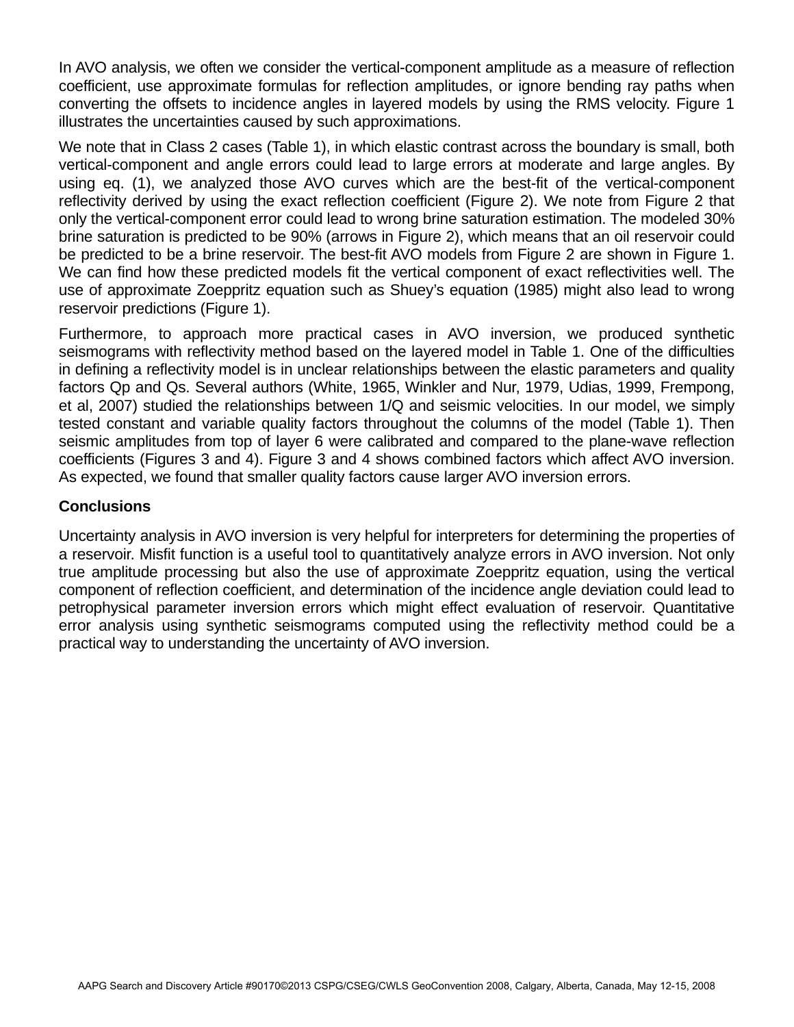In AVO analysis, we often we consider the vertical-component amplitude as a measure of reflection coefficient, use approximate formulas for reflection amplitudes, or ignore bending ray paths when converting the offsets to incidence angles in layered models by using the RMS velocity. Figure 1 illustrates the uncertainties caused by such approximations.

We note that in Class 2 cases (Table 1), in which elastic contrast across the boundary is small, both vertical-component and angle errors could lead to large errors at moderate and large angles. By using eq. (1), we analyzed those AVO curves which are the best-fit of the vertical-component reflectivity derived by using the exact reflection coefficient (Figure 2). We note from Figure 2 that only the vertical-component error could lead to wrong brine saturation estimation. The modeled 30% brine saturation is predicted to be 90% (arrows in Figure 2), which means that an oil reservoir could be predicted to be a brine reservoir. The best-fit AVO models from Figure 2 are shown in Figure 1. We can find how these predicted models fit the vertical component of exact reflectivities well. The use of approximate Zoeppritz equation such as Shuey's equation (1985) might also lead to wrong reservoir predictions (Figure 1).

Furthermore, to approach more practical cases in AVO inversion, we produced synthetic seismograms with reflectivity method based on the layered model in Table 1. One of the difficulties in defining a reflectivity model is in unclear relationships between the elastic parameters and quality factors Qp and Qs. Several authors (White, 1965, Winkler and Nur, 1979, Udias, 1999, Frempong, et al, 2007) studied the relationships between 1/Q and seismic velocities. In our model, we simply tested constant and variable quality factors throughout the columns of the model (Table 1). Then seismic amplitudes from top of layer 6 were calibrated and compared to the plane-wave reflection coefficients (Figures 3 and 4). Figure 3 and 4 shows combined factors which affect AVO inversion. As expected, we found that smaller quality factors cause larger AVO inversion errors.

### Conclusions

Uncertainty analysis in AVO inversion is very helpful for interpreters for determining the properties of a reservoir. Misfit function is a useful tool to quantitatively analyze errors in AVO inversion. Not only true amplitude processing but also the use of approximate Zoeppritz equation, using the vertical component of reflection coefficient, and determination of the incidence angle deviation could lead to petrophysical parameter inversion errors which might effect evaluation of reservoir. Quantitative error analysis using synthetic seismograms computed using the reflectivity method could be a practical way to understanding the uncertainty of AVO inversion.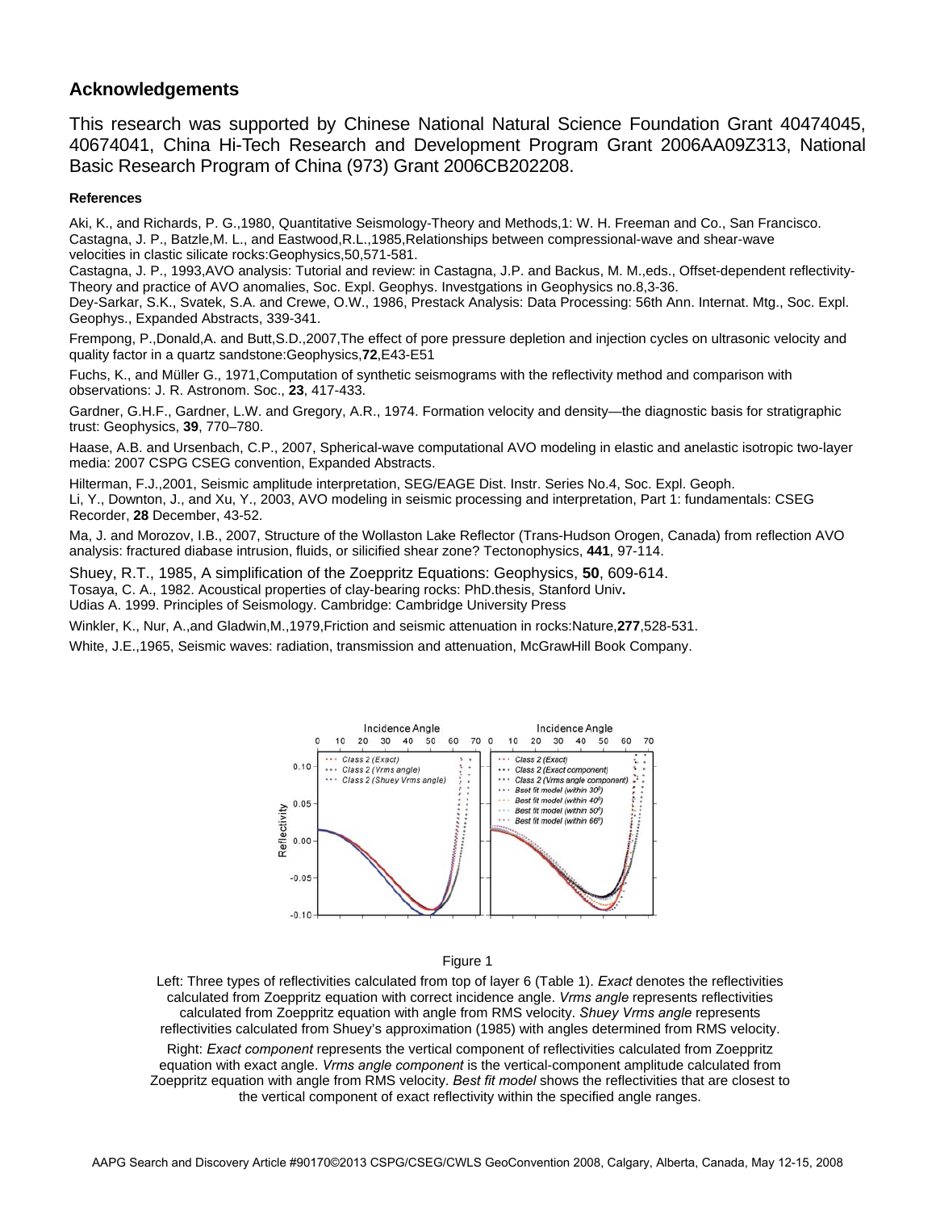## Acknowledgements

This research was supported by Chinese National Natural Science Foundation Grant 40474045, 40674041, China Hi-Tech Research and Development Program Grant 2006AA09Z313, National Basic Research Program of China (973) Grant 2006CB202208.

### References

Aki, K., and Richards, P. G.,1980, Quantitative Seismology-Theory and Methods,1: W. H. Freeman and Co., San Francisco.

Castagna, J. P., Batzle,M. L., and Eastwood,R.L.,1985,Relationships between compressional-wave and shear-wave velocities in clastic silicate rocks:Geophysics,50,571-581.

Castagna, J. P., 1993,AVO analysis: Tutorial and review: in Castagna, J.P. and Backus, M. M.,eds., Offset-dependent reflectivity-Theory and practice of AVO anomalies, Soc. Expl. Geophys. Investgations in Geophysics no.8,3-36.

Dey-Sarkar, S.K., Svatek, S.A. and Crewe, O.W., 1986, Prestack Analysis: Data Processing: 56th Ann. Internat. Mtg., Soc. Expl. Geophys., Expanded Abstracts, 339-341.

Frempong, P.,Donald,A. and Butt,S.D.,2007,The effect of pore pressure depletion and injection cycles on ultrasonic velocity and quality factor in a quartz sandstone:Geophysics,**72**,E43-E51

Fuchs, K., and Müller G., 1971,Computation of synthetic seismograms with the reflectivity method and comparison with observations: J. R. Astronom. Soc., **23**, 417-433.

Gardner, G.H.F., Gardner, L.W. and Gregory, A.R., 1974. Formation velocity and density—the diagnostic basis for stratigraphic trust: Geophysics, **39**, 770–780.

Haase, A.B. and Ursenbach, C.P., 2007, Spherical-wave computational AVO modeling in elastic and anelastic isotropic two-layer media: 2007 CSPG CSEG convention, Expanded Abstracts.

Hilterman, F.J.,2001, Seismic amplitude interpretation, SEG/EAGE Dist. Instr. Series No.4, Soc. Expl. Geoph.

Li, Y., Downton, J., and Xu, Y., 2003, AVO modeling in seismic processing and interpretation, Part 1: fundamentals: CSEG Recorder, **28** December, 43-52.

Ma, J. and Morozov, I.B., 2007, Structure of the Wollaston Lake Reflector (Trans-Hudson Orogen, Canada) from reflection AVO analysis: fractured diabase intrusion, fluids, or silicified shear zone? Tectonophysics, **441**, 97-114.

Shuey, R.T., 1985, A simplification of the Zoeppritz Equations: Geophysics, **50**, 609-614.

Tosaya, C. A., 1982. Acoustical properties of clay-bearing rocks: PhD.thesis, Stanford Univ**.**

Udias A. 1999. Principles of Seismology. Cambridge: Cambridge University Press

Winkler, K., Nur, A.,and Gladwin,M.,1979,Friction and seismic attenuation in rocks:Nature,**277**,528-531.

White, J.E.,1965, Seismic waves: radiation, transmission and attenuation, McGrawHill Book Company.

Figure 1

Left: Three types of reflectivities calculated from top of layer 6 (Table 1). *Exact* denotes the reflectivities calculated from Zoeppritz equation with correct incidence angle. *Vrms angle* represents reflectivities calculated from Zoeppritz equation with angle from RMS velocity. *Shuey Vrms angle* represents reflectivities calculated from Shuey's approximation (1985) with angles determined from RMS velocity.

Right: *Exact component* represents the vertical component of reflectivities calculated from Zoeppritz equation with exact angle. *Vrms angle component* is the vertical-component amplitude calculated from Zoeppritz equation with angle from RMS velocity. *Best fit model* shows the reflectivities that are closest to the vertical component of exact reflectivity within the specified angle ranges.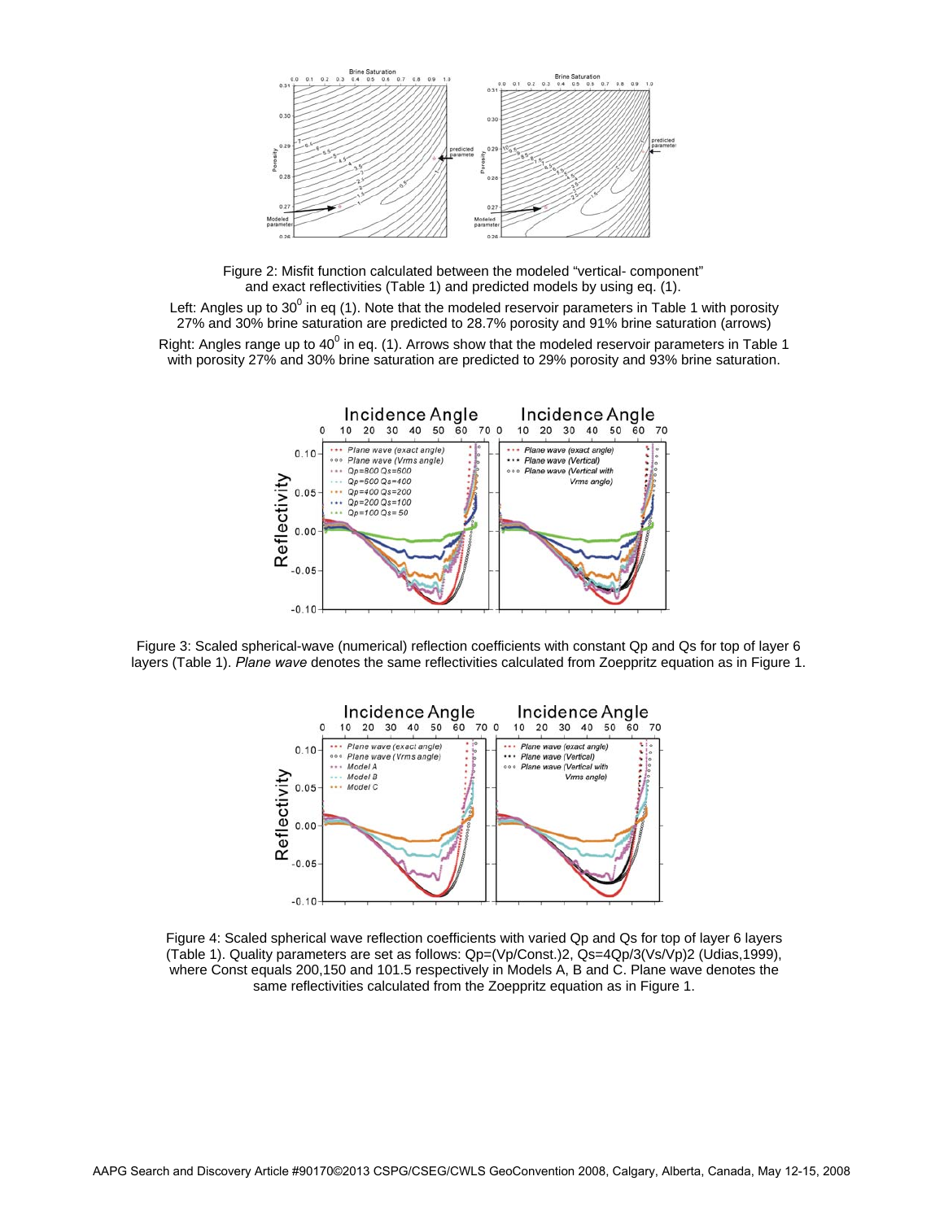Brine Saturation

0.0 0.1 0.2 0.3 0.4 0.5 0.6 0.7 0.8 0.9 1.0

Porosity

0.31

0.30

0.29

0.28

0.27

0.26

predicted parameter

Modeled parameter

Brine Saturation

0.0 0.1 0.2 0.3 0.4 0.5 0.6 0.7 0.8 0.9 1.0

Porosity

0.31

0.30

0.29

0.28

0.27

0.26

predicted parameter

Modeled parameter

Figure 2: Misfit function calculated between the modeled "vertical- component" and exact reflectivities (Table 1) and predicted models by using eq. (1).

Left: Angles up to $30^0$ in eq (1). Note that the modeled reservoir parameters in Table 1 with porosity 27% and 30% brine saturation are predicted to 28.7% porosity and 91% brine saturation (arrows)

Right: Angles range up to $40^0$ in eq. (1). Arrows show that the modeled reservoir parameters in Table 1 with porosity 27% and 30% brine saturation are predicted to 29% porosity and 93% brine saturation.

Incidence Angle

0 10 20 30 40 50 60 70

Reflectivity

0.10

0.05

0.00

-0.05

-0.10

Plane wave (exact angle)

Plane wave (Vrms angle)

Qp=800 Qs=600

Qp=600 Qs=400

Qp=400 Qs=200

Qp=200 Qs=100

Qp=100 Qs= 50

Incidence Angle

0 10 20 30 40 50 60 70

Plane wave (exact angle)

Plane wave (Vertical)

Plane wave (Vertical with Vrms angle)

Figure 3: Scaled spherical-wave (numerical) reflection coefficients with constant Qp and Qs for top of layer 6 layers (Table 1). *Plane wave* denotes the same reflectivities calculated from Zoeppritz equation as in Figure 1.

Incidence Angle

0 10 20 30 40 50 60 70

Reflectivity

0.10

0.05

0.00

-0.05

-0.10

Plane wave (exact angle)

Plane wave (Vrms angle)

Model A

Model B

Model C

Incidence Angle

0 10 20 30 40 50 60 70

Plane wave (exact angle)

Plane wave (Vertical)

Plane wave (Vertical with Vrms angle)

Figure 4: Scaled spherical wave reflection coefficients with varied Qp and Qs for top of layer 6 layers (Table 1). Quality parameters are set as follows: Qp=(Vp/Const.)2, Qs=4Qp/3(Vs/Vp)2 (Udias,1999), where Const equals 200,150 and 101.5 respectively in Models A, B and C. Plane wave denotes the same reflectivities calculated from the Zoeppritz equation as in Figure 1.